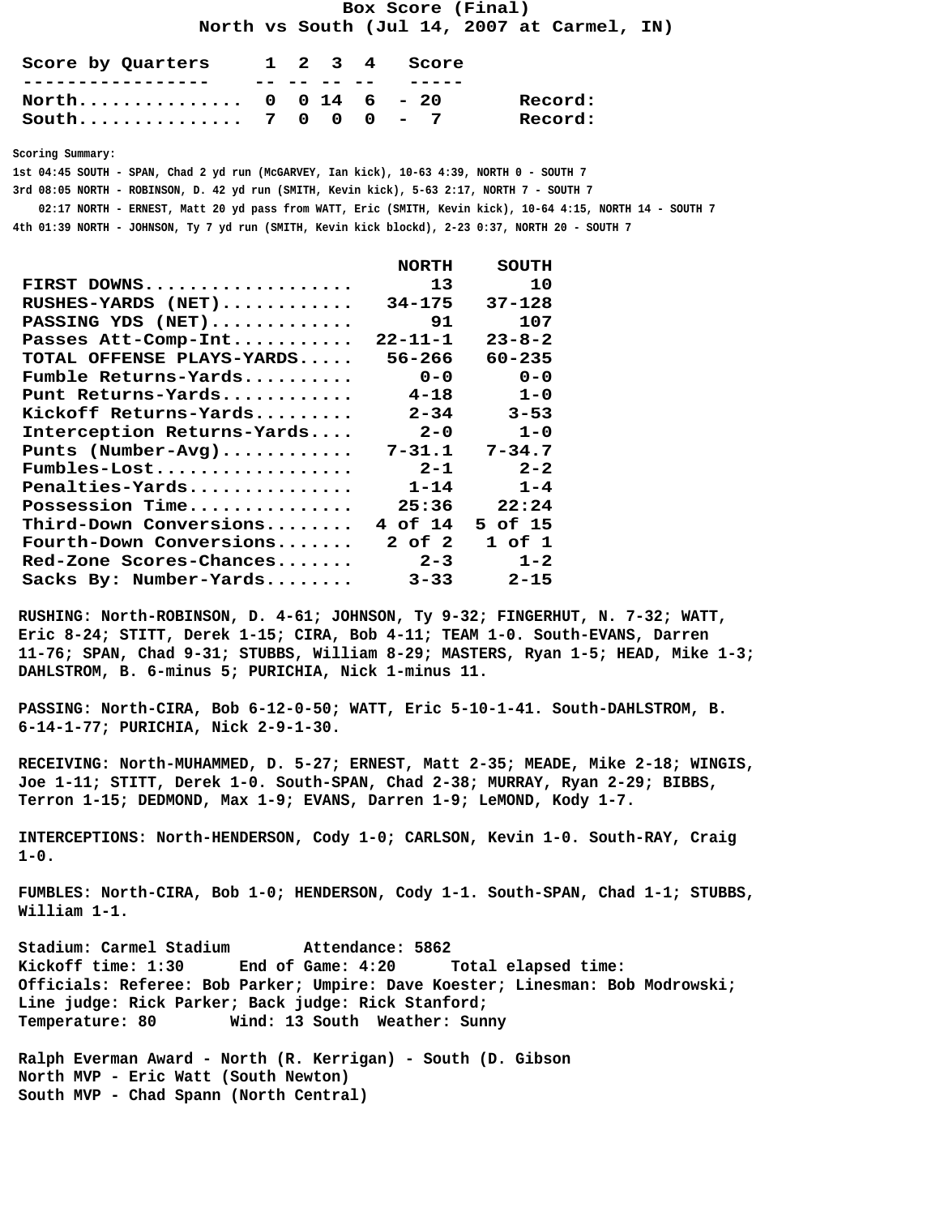# Box Score (Final)

## North vs South (Jul 14, 2007 at Carmel, IN)

| Score by Quarters | 1 | 2 | 3 | 4 | Score | |
|---|---|---|---|---|---|---|
| North | 0 | 0 | 14 | 6 | 20 | Record: |
| South | 7 | 0 | 0 | 0 | 7 | Record: |

**Scoring Summary:**

1st 04:45 SOUTH - SPAN, Chad 2 yd run (McGARVEY, Ian kick), 10-63 4:39, NORTH 0 - SOUTH 7

3rd 08:05 NORTH - ROBINSON, D. 42 yd run (SMITH, Kevin kick), 5-63 2:17, NORTH 7 - SOUTH 7

02:17 NORTH - ERNEST, Matt 20 yd pass from WATT, Eric (SMITH, Kevin kick), 10-64 4:15, NORTH 14 - SOUTH 7

4th 01:39 NORTH - JOHNSON, Ty 7 yd run (SMITH, Kevin kick blockd), 2-23 0:37, NORTH 20 - SOUTH 7

| | NORTH | SOUTH |
|---|---|---|
| FIRST DOWNS | 13 | 10 |
| RUSHES-YARDS (NET) | 34-175 | 37-128 |
| PASSING YDS (NET) | 91 | 107 |
| Passes Att-Comp-Int | 22-11-1 | 23-8-2 |
| TOTAL OFFENSE PLAYS-YARDS | 56-266 | 60-235 |
| Fumble Returns-Yards | 0-0 | 0-0 |
| Punt Returns-Yards | 4-18 | 1-0 |
| Kickoff Returns-Yards | 2-34 | 3-53 |
| Interception Returns-Yards | 2-0 | 1-0 |
| Punts (Number-Avg) | 7-31.1 | 7-34.7 |
| Fumbles-Lost | 2-1 | 2-2 |
| Penalties-Yards | 1-14 | 1-4 |
| Possession Time | 25:36 | 22:24 |
| Third-Down Conversions | 4 of 14 | 5 of 15 |
| Fourth-Down Conversions | 2 of 2 | 1 of 1 |
| Red-Zone Scores-Chances | 2-3 | 1-2 |
| Sacks By: Number-Yards | 3-33 | 2-15 |

RUSHING: North-ROBINSON, D. 4-61; JOHNSON, Ty 9-32; FINGERHUT, N. 7-32; WATT, Eric 8-24; STITT, Derek 1-15; CIRA, Bob 4-11; TEAM 1-0. South-EVANS, Darren 11-76; SPAN, Chad 9-31; STUBBS, William 8-29; MASTERS, Ryan 1-5; HEAD, Mike 1-3; DAHLSTROM, B. 6-minus 5; PURICHIA, Nick 1-minus 11.

PASSING: North-CIRA, Bob 6-12-0-50; WATT, Eric 5-10-1-41. South-DAHLSTROM, B. 6-14-1-77; PURICHIA, Nick 2-9-1-30.

RECEIVING: North-MUHAMMED, D. 5-27; ERNEST, Matt 2-35; MEADE, Mike 2-18; WINGIS, Joe 1-11; STITT, Derek 1-0. South-SPAN, Chad 2-38; MURRAY, Ryan 2-29; BIBBS, Terron 1-15; DEDMOND, Max 1-9; EVANS, Darren 1-9; LeMOND, Kody 1-7.

INTERCEPTIONS: North-HENDERSON, Cody 1-0; CARLSON, Kevin 1-0. South-RAY, Craig 1-0.

FUMBLES: North-CIRA, Bob 1-0; HENDERSON, Cody 1-1. South-SPAN, Chad 1-1; STUBBS, William 1-1.

Stadium: Carmel Stadium Attendance: 5862
Kickoff time: 1:30 End of Game: 4:20 Total elapsed time:
Officials: Referee: Bob Parker; Umpire: Dave Koester; Linesman: Bob Modrowski;
Line judge: Rick Parker; Back judge: Rick Stanford;
Temperature: 80 Wind: 13 South Weather: Sunny

Ralph Everman Award - North (R. Kerrigan) - South (D. Gibson
North MVP - Eric Watt (South Newton)
South MVP - Chad Spann (North Central)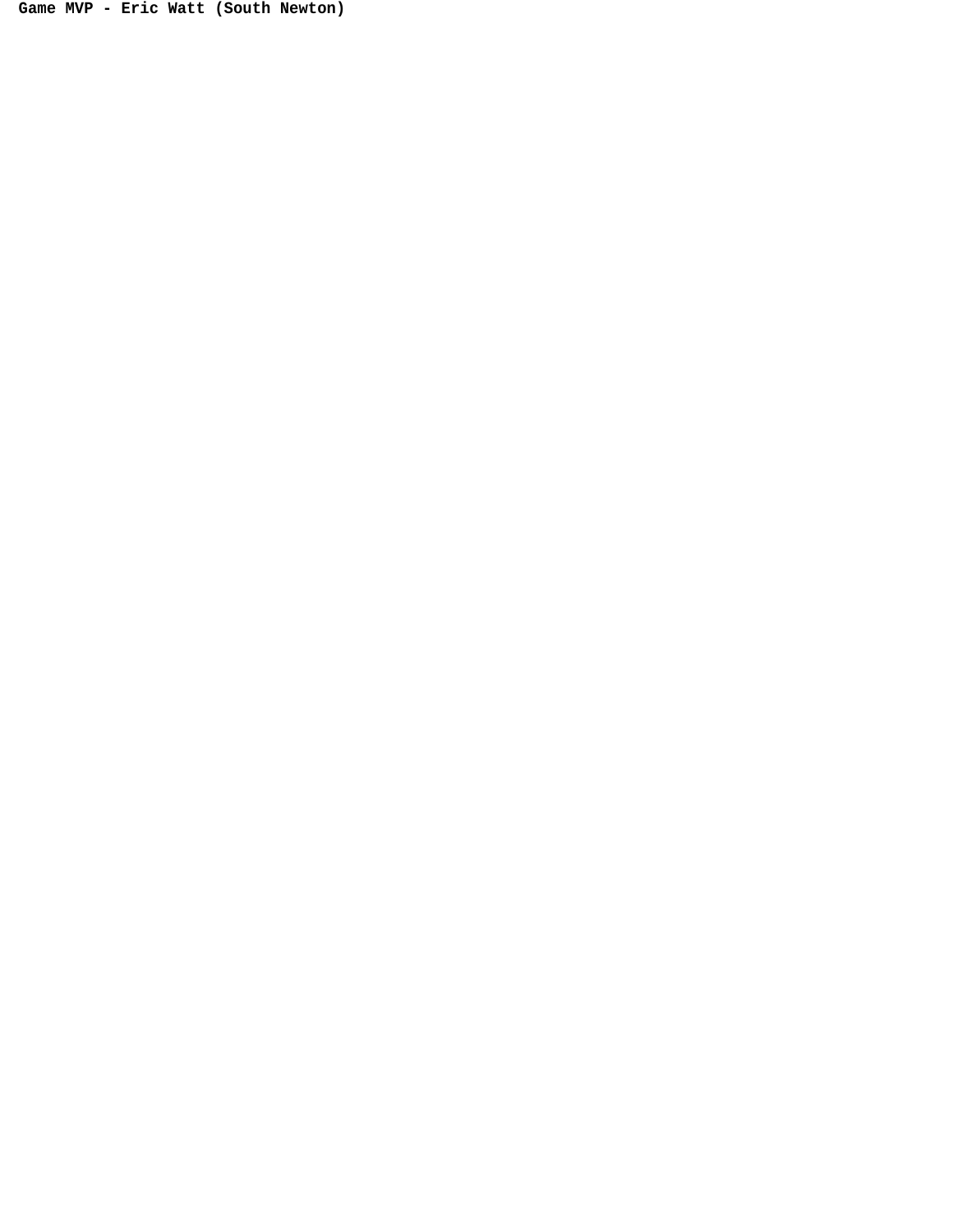**Game MVP - Eric Watt (South Newton)**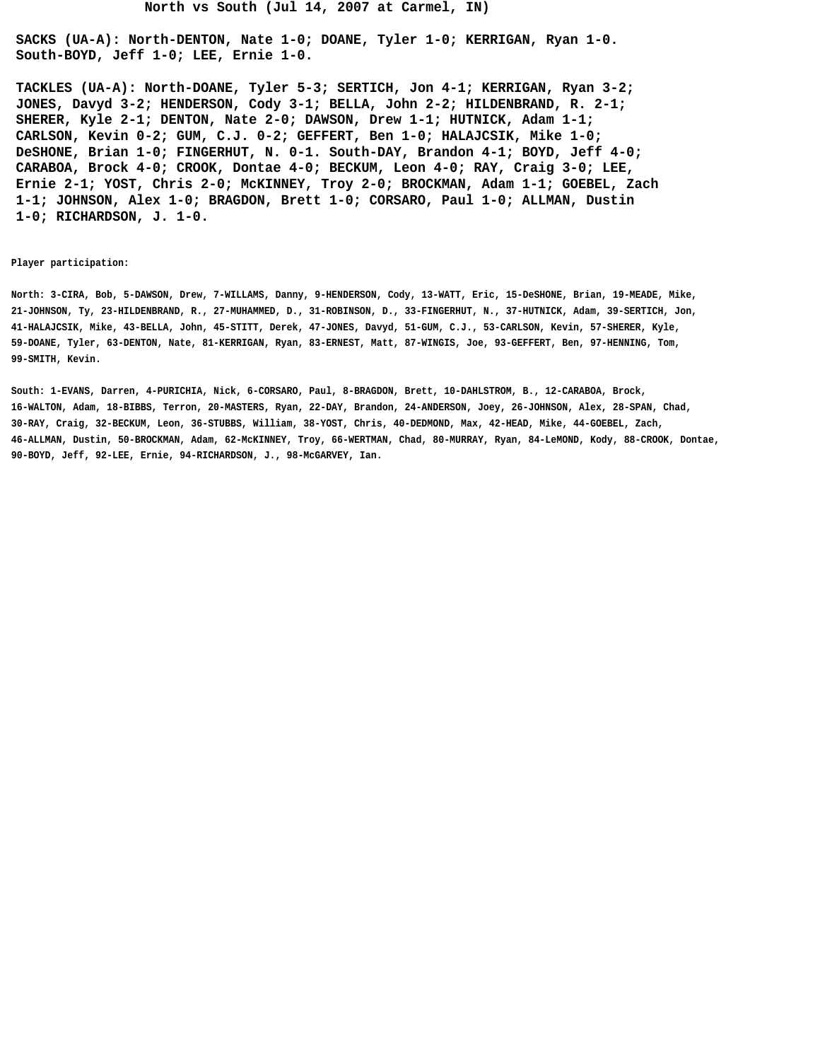North vs South (Jul 14, 2007 at Carmel, IN)

**SACKS (UA-A): North-DENTON, Nate 1-0; DOANE, Tyler 1-0; KERRIGAN, Ryan 1-0. South-BOYD, Jeff 1-0; LEE, Ernie 1-0.**

**TACKLES (UA-A): North-DOANE, Tyler 5-3; SERTICH, Jon 4-1; KERRIGAN, Ryan 3-2; JONES, Davyd 3-2; HENDERSON, Cody 3-1; BELLA, John 2-2; HILDENBRAND, R. 2-1; SHERER, Kyle 2-1; DENTON, Nate 2-0; DAWSON, Drew 1-1; HUTNICK, Adam 1-1; CARLSON, Kevin 0-2; GUM, C.J. 0-2; GEFFERT, Ben 1-0; HALAJCSIK, Mike 1-0; DeSHONE, Brian 1-0; FINGERHUT, N. 0-1. South-DAY, Brandon 4-1; BOYD, Jeff 4-0; CARABOA, Brock 4-0; CROOK, Dontae 4-0; BECKUM, Leon 4-0; RAY, Craig 3-0; LEE, Ernie 2-1; YOST, Chris 2-0; McKINNEY, Troy 2-0; BROCKMAN, Adam 1-1; GOEBEL, Zach 1-1; JOHNSON, Alex 1-0; BRAGDON, Brett 1-0; CORSARO, Paul 1-0; ALLMAN, Dustin 1-0; RICHARDSON, J. 1-0.**

**Player participation:**

**North: 3-CIRA, Bob, 5-DAWSON, Drew, 7-WILLAMS, Danny, 9-HENDERSON, Cody, 13-WATT, Eric, 15-DeSHONE, Brian, 19-MEADE, Mike, 21-JOHNSON, Ty, 23-HILDENBRAND, R., 27-MUHAMMED, D., 31-ROBINSON, D., 33-FINGERHUT, N., 37-HUTNICK, Adam, 39-SERTICH, Jon, 41-HALAJCSIK, Mike, 43-BELLA, John, 45-STITT, Derek, 47-JONES, Davyd, 51-GUM, C.J., 53-CARLSON, Kevin, 57-SHERER, Kyle, 59-DOANE, Tyler, 63-DENTON, Nate, 81-KERRIGAN, Ryan, 83-ERNEST, Matt, 87-WINGIS, Joe, 93-GEFFERT, Ben, 97-HENNING, Tom, 99-SMITH, Kevin.**

**South: 1-EVANS, Darren, 4-PURICHIA, Nick, 6-CORSARO, Paul, 8-BRAGDON, Brett, 10-DAHLSTROM, B., 12-CARABOA, Brock, 16-WALTON, Adam, 18-BIBBS, Terron, 20-MASTERS, Ryan, 22-DAY, Brandon, 24-ANDERSON, Joey, 26-JOHNSON, Alex, 28-SPAN, Chad, 30-RAY, Craig, 32-BECKUM, Leon, 36-STUBBS, William, 38-YOST, Chris, 40-DEDMOND, Max, 42-HEAD, Mike, 44-GOEBEL, Zach, 46-ALLMAN, Dustin, 50-BROCKMAN, Adam, 62-McKINNEY, Troy, 66-WERTMAN, Chad, 80-MURRAY, Ryan, 84-LeMOND, Kody, 88-CROOK, Dontae, 90-BOYD, Jeff, 92-LEE, Ernie, 94-RICHARDSON, J., 98-McGARVEY, Ian.**